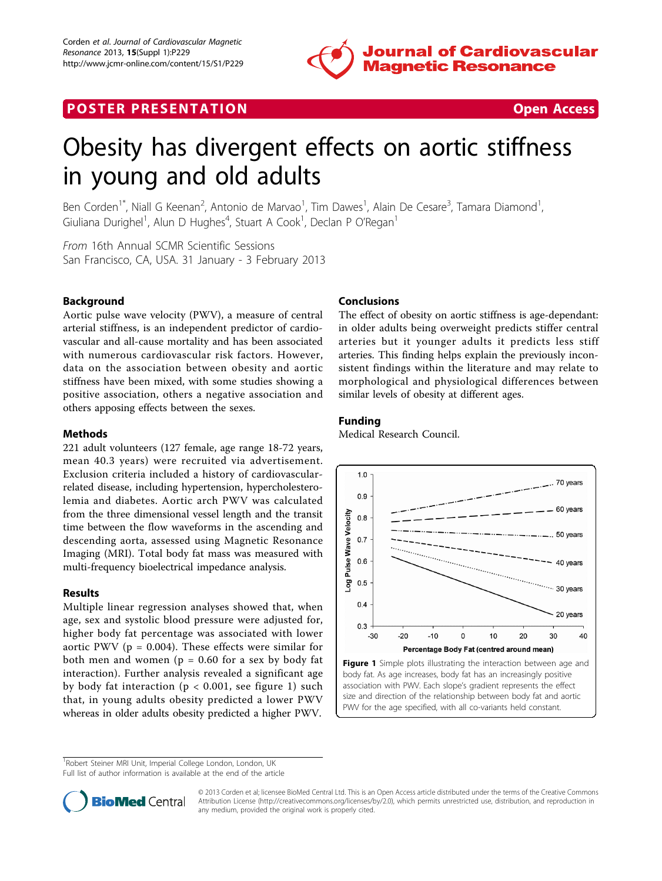POSTER PRESENTATION — Open Access

# Obesity has divergent effects on aortic stiffness in young and old adults

Ben Corden[1*], Niall G Keenan[2], Antonio de Marvao[1], Tim Dawes[1], Alain De Cesare[3], Tamara Diamond[1], Giuliana Durighel[1], Alun D Hughes[4], Stuart A Cook[1], Declan P O'Regan[1]

*From* 16th Annual SCMR Scientific Sessions
San Francisco, CA, USA. 31 January - 3 February 2013

## Background

Aortic pulse wave velocity (PWV), a measure of central arterial stiffness, is an independent predictor of cardiovascular and all-cause mortality and has been associated with numerous cardiovascular risk factors. However, data on the association between obesity and aortic stiffness have been mixed, with some studies showing a positive association, others a negative association and others apposing effects between the sexes.

## Methods

221 adult volunteers (127 female, age range 18-72 years, mean 40.3 years) were recruited via advertisement. Exclusion criteria included a history of cardiovascular-related disease, including hypertension, hypercholesterolemia and diabetes. Aortic arch PWV was calculated from the three dimensional vessel length and the transit time between the flow waveforms in the ascending and descending aorta, assessed using Magnetic Resonance Imaging (MRI). Total body fat mass was measured with multi-frequency bioelectrical impedance analysis.

## Results

Multiple linear regression analyses showed that, when age, sex and systolic blood pressure were adjusted for, higher body fat percentage was associated with lower aortic PWV ($p = 0.004$). These effects were similar for both men and women ($p = 0.60$ for a sex by body fat interaction). Further analysis revealed a significant age by body fat interaction ($p < 0.001$, see figure 1) such that, in young adults obesity predicted a lower PWV whereas in older adults obesity predicted a higher PWV.

## Conclusions

The effect of obesity on aortic stiffness is age-dependant: in older adults being overweight predicts stiffer central arteries but it younger adults it predicts less stiff arteries. This finding helps explain the previously inconsistent findings within the literature and may relate to morphological and physiological differences between similar levels of obesity at different ages.

## Funding

Medical Research Council.

**Figure 1** Simple plots illustrating the interaction between age and body fat. As age increases, body fat has an increasingly positive association with PWV. Each slope's gradient represents the effect size and direction of the relationship between body fat and aortic PWV for the age specified, with all co-variants held constant.

[1]Robert Steiner MRI Unit, Imperial College London, London, UK
Full list of author information is available at the end of the article

© 2013 Corden et al; licensee BioMed Central Ltd. This is an Open Access article distributed under the terms of the Creative Commons Attribution License (http://creativecommons.org/licenses/by/2.0), which permits unrestricted use, distribution, and reproduction in any medium, provided the original work is properly cited.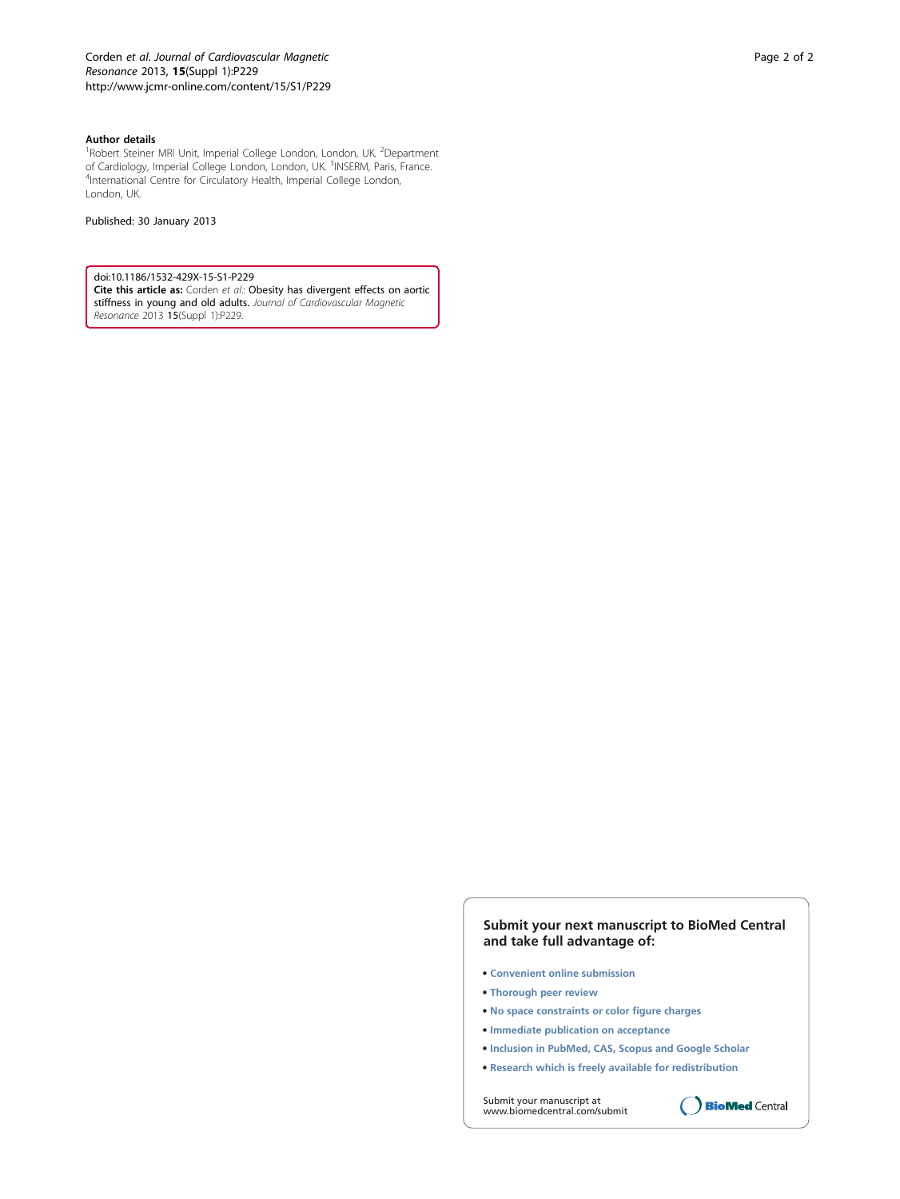#### Author details

[1]Robert Steiner MRI Unit, Imperial College London, London, UK. [2]Department of Cardiology, Imperial College London, London, UK. [3]INSERM, Paris, France. [4]International Centre for Circulatory Health, Imperial College London, London, UK.

Published: 30 January 2013

doi:10.1186/1532-429X-15-S1-P229
**Cite this article as:** Corden *et al.*: Obesity has divergent effects on aortic stiffness in young and old adults. *Journal of Cardiovascular Magnetic Resonance* 2013 **15**(Suppl 1):P229.

**Submit your next manuscript to BioMed Central and take full advantage of:**

- **Convenient online submission**
- **Thorough peer review**
- **No space constraints or color figure charges**
- **Immediate publication on acceptance**
- **Inclusion in PubMed, CAS, Scopus and Google Scholar**
- **Research which is freely available for redistribution**

Submit your manuscript at
www.biomedcentral.com/submit